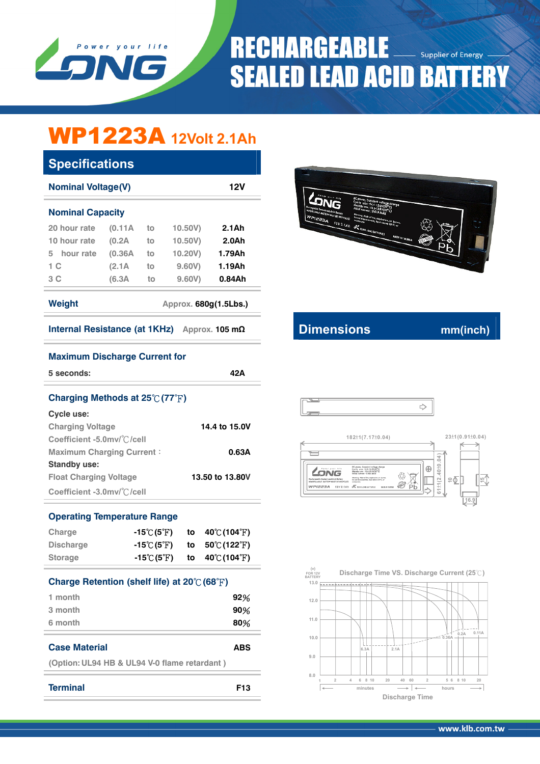Power your life

LONG

# RECHARGEABLE SEALED LEAD ACID BATTERY

Supplier of Energy

## WP1223A 12Volt 2.1Ah

### Specifications

| Nominal Voltage(V) | 12V |
|---|---|

**Nominal Capacity**

| | | | | |
|---|---|---|---|---|
| 20 hour rate | (0.11A | to | 10.50V) | 2.1Ah |
| 10 hour rate | (0.2A | to | 10.50V) | 2.0Ah |
| 5 hour rate | (0.36A | to | 10.20V) | 1.79Ah |
| 1 C | (2.1A | to | 9.60V) | 1.19Ah |
| 3 C | (6.3A | to | 9.60V) | 0.84Ah |

**Weight** Approx. 680g(1.5Lbs.)

**Internal Resistance (at 1KHz)** Approx. 105 mΩ

**Maximum Discharge Current for**

5 seconds: 42A

**Charging Methods at 25℃(77℉)**

**Cycle use:**

| | |
|---|---|
| Charging Voltage | 14.4 to 15.0V |
| Coefficient -5.0mv/℃/cell | |
| Maximum Charging Current： | 0.63A |

**Standby use:**

| | |
|---|---|
| Float Charging Voltage | 13.50 to 13.80V |
| Coefficient -3.0mv/℃/cell | |

**Operating Temperature Range**

| | | | |
|---|---|---|---|
| Charge | -15℃(5℉) | to | 40℃(104℉) |
| Discharge | -15℃(5℉) | to | 50℃(122℉) |
| Storage | -15℃(5℉) | to | 40℃(104℉) |

**Charge Retention (shelf life) at 20℃(68℉)**

| | |
|---|---|
| 1 month | 92% |
| 3 month | 90% |
| 6 month | 80% |

**Case Material** ABS

(Option: UL94 HB & UL94 V-0 flame retardant )

**Terminal** F13

### Dimensions mm(inch)

182±1(7.17±0.04)

23±1(0.91±0.04)

61±1(2.40±0.04)

10

15

16.9

**Discharge Time VS. Discharge Current (25℃)**

(v) FOR 12V BATTERY

Discharge Time

www.klb.com.tw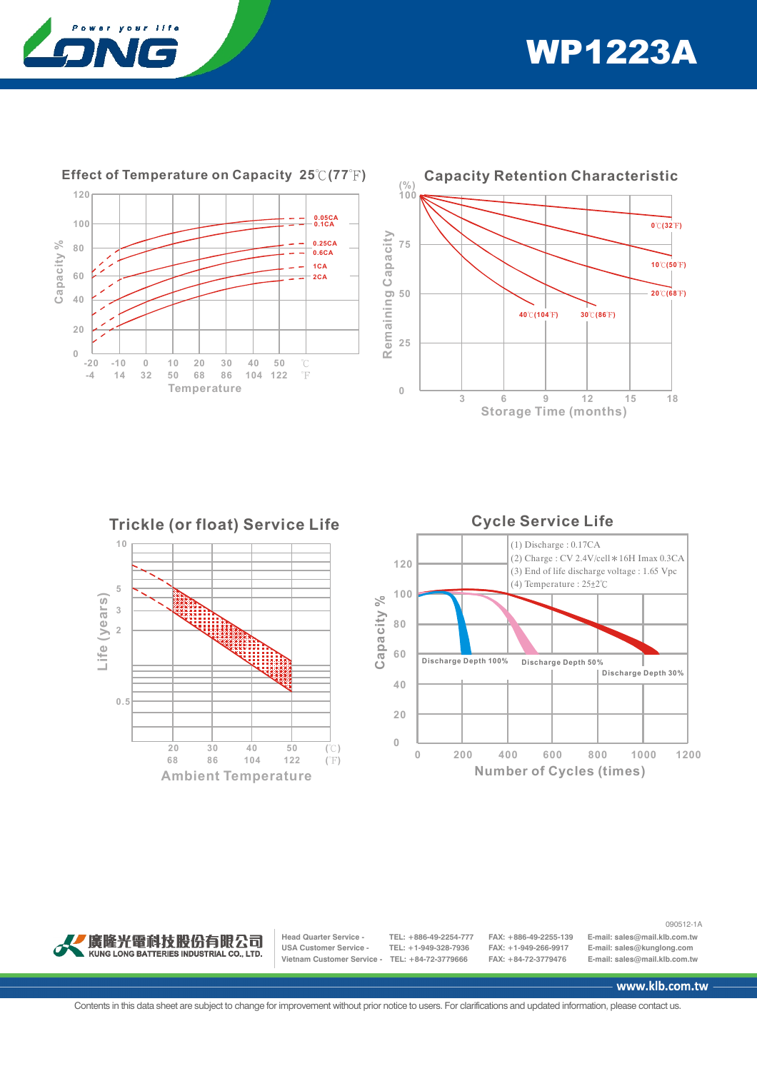# WP1223A

## Effect of Temperature on Capacity 25℃(77℉)

Capacity %

120
100
80
60
40
20
0

0.05CA
0.1CA
0.25CA
0.6CA
1CA
2CA

-20 -10 0 10 20 30 40 50 ℃
-4 14 32 50 68 86 104 122 ℉

Temperature

## Capacity Retention Characteristic

Remaining Capacity (%)

100
75
50
25
0

0℃(32℉)
10℃(50℉)
20℃(68℉)
40℃(104℉)
30℃(86℉)

3 6 9 12 15 18

Storage Time (months)

## Trickle (or float) Service Life

Life (years)

10
5
3
2
0.5

20 30 40 50 (℃)
68 86 104 122 (℉)

Ambient Temperature

## Cycle Service Life

(1) Discharge : 0.17CA
(2) Charge : CV 2.4V/cell＊16H Imax 0.3CA
(3) End of life discharge voltage : 1.65 Vpc
(4) Temperature : 25±2℃

Capacity %

120
100
80
60
40
20
0

Discharge Depth 100%
Discharge Depth 50%
Discharge Depth 30%

0 200 400 600 800 1000 1200

Number of Cycles (times)

090512-1A

廣隆光電科技股份有限公司
KUNG LONG BATTERIES INDUSTRIAL CO., LTD.

| | | | |
|---|---|---|---|
| Head Quarter Service - | TEL: +886-49-2254-777 | FAX: +886-49-2255-139 | E-mail: sales@mail.klb.com.tw |
| USA Customer Service - | TEL: +1-949-328-7936 | FAX: +1-949-266-9917 | E-mail: sales@kunglong.com |
| Vietnam Customer Service - | TEL: +84-72-3779666 | FAX: +84-72-3779476 | E-mail: sales@mail.klb.com.tw |

www.klb.com.tw

Contents in this data sheet are subject to change for improvement without prior notice to users. For clarifications and updated information, please contact us.